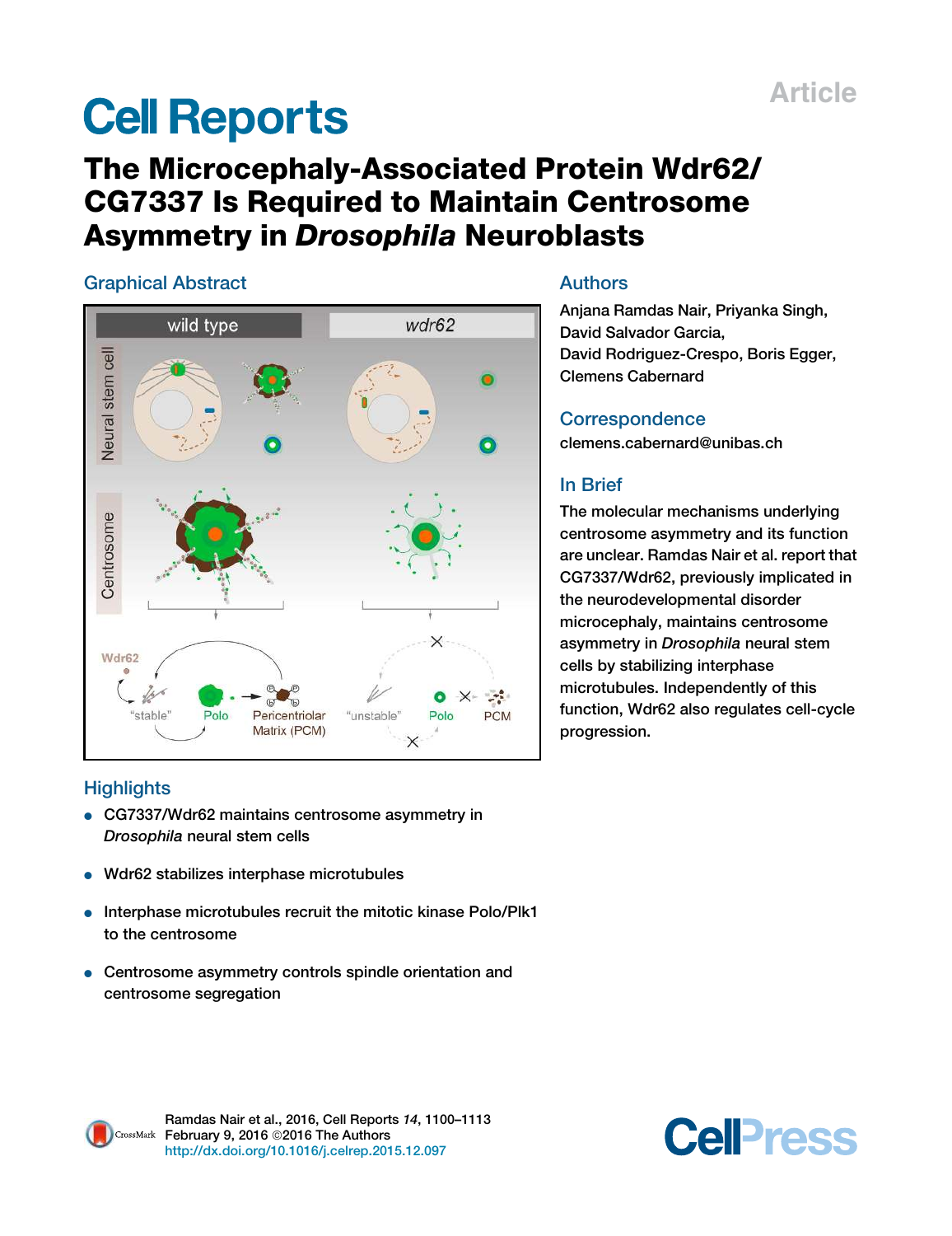Article

# Cell Reports

# The Microcephaly-Associated Protein Wdr62/CG7337 Is Required to Maintain Centrosome Asymmetry in *Drosophila* Neuroblasts

## Graphical Abstract

## Authors

Anjana Ramdas Nair, Priyanka Singh, David Salvador Garcia, David Rodriguez-Crespo, Boris Egger, Clemens Cabernard

## Correspondence

clemens.cabernard@unibas.ch

## In Brief

The molecular mechanisms underlying centrosome asymmetry and its function are unclear. Ramdas Nair et al. report that CG7337/Wdr62, previously implicated in the neurodevelopmental disorder microcephaly, maintains centrosome asymmetry in *Drosophila* neural stem cells by stabilizing interphase microtubules. Independently of this function, Wdr62 also regulates cell-cycle progression.

## Highlights

- CG7337/Wdr62 maintains centrosome asymmetry in *Drosophila* neural stem cells
- Wdr62 stabilizes interphase microtubules
- Interphase microtubules recruit the mitotic kinase Polo/Plk1 to the centrosome
- Centrosome asymmetry controls spindle orientation and centrosome segregation

Ramdas Nair et al., 2016, Cell Reports *14*, 1100–1113
February 9, 2016 ©2016 The Authors
http://dx.doi.org/10.1016/j.celrep.2015.12.097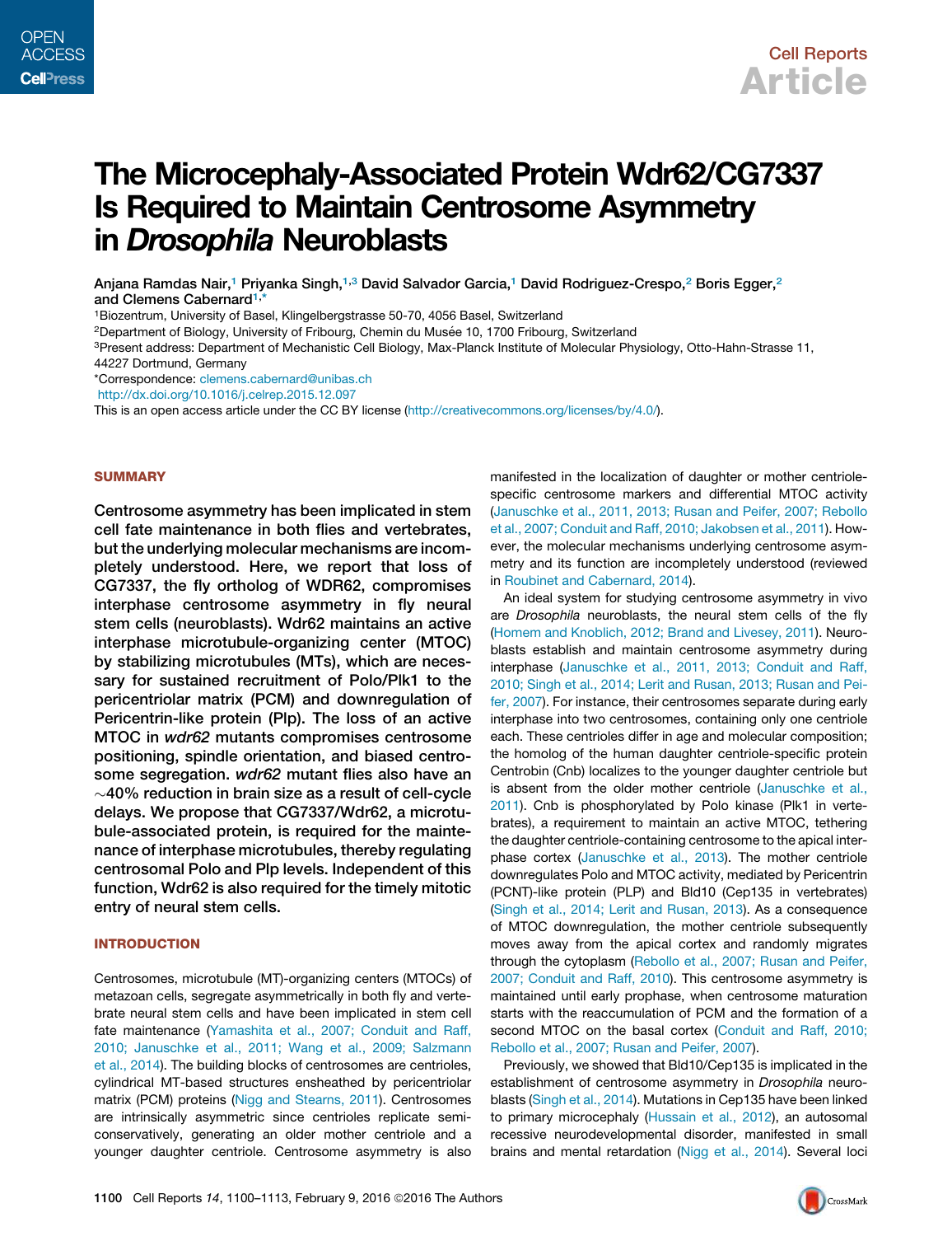# The Microcephaly-Associated Protein Wdr62/CG7337 Is Required to Maintain Centrosome Asymmetry in *Drosophila* Neuroblasts

Anjana Ramdas Nair,[1] Priyanka Singh,[1,3] David Salvador Garcia,[1] David Rodriguez-Crespo,[2] Boris Egger,[2] and Clemens Cabernard[1,*]

[1]Biozentrum, University of Basel, Klingelbergstrasse 50-70, 4056 Basel, Switzerland

[2]Department of Biology, University of Fribourg, Chemin du Musée 10, 1700 Fribourg, Switzerland

[3]Present address: Department of Mechanistic Cell Biology, Max-Planck Institute of Molecular Physiology, Otto-Hahn-Strasse 11, 44227 Dortmund, Germany

*Correspondence: clemens.cabernard@unibas.ch

http://dx.doi.org/10.1016/j.celrep.2015.12.097

This is an open access article under the CC BY license (http://creativecommons.org/licenses/by/4.0/).

## SUMMARY

**Centrosome asymmetry has been implicated in stem cell fate maintenance in both flies and vertebrates, but the underlying molecular mechanisms are incompletely understood. Here, we report that loss of CG7337, the fly ortholog of WDR62, compromises interphase centrosome asymmetry in fly neural stem cells (neuroblasts). Wdr62 maintains an active interphase microtubule-organizing center (MTOC) by stabilizing microtubules (MTs), which are necessary for sustained recruitment of Polo/Plk1 to the pericentriolar matrix (PCM) and downregulation of Pericentrin-like protein (Plp). The loss of an active MTOC in *wdr62* mutants compromises centrosome positioning, spindle orientation, and biased centrosome segregation. *wdr62* mutant flies also have an ~40% reduction in brain size as a result of cell-cycle delays. We propose that CG7337/Wdr62, a microtubule-associated protein, is required for the maintenance of interphase microtubules, thereby regulating centrosomal Polo and Plp levels. Independent of this function, Wdr62 is also required for the timely mitotic entry of neural stem cells.**

## INTRODUCTION

Centrosomes, microtubule (MT)-organizing centers (MTOCs) of metazoan cells, segregate asymmetrically in both fly and vertebrate neural stem cells and have been implicated in stem cell fate maintenance (Yamashita et al., 2007; Conduit and Raff, 2010; Januschke et al., 2011; Wang et al., 2009; Salzmann et al., 2014). The building blocks of centrosomes are centrioles, cylindrical MT-based structures ensheathed by pericentriolar matrix (PCM) proteins (Nigg and Stearns, 2011). Centrosomes are intrinsically asymmetric since centrioles replicate semi-conservatively, generating an older mother centriole and a younger daughter centriole. Centrosome asymmetry is also manifested in the localization of daughter or mother centriole-specific centrosome markers and differential MTOC activity (Januschke et al., 2011, 2013; Rusan and Peifer, 2007; Rebollo et al., 2007; Conduit and Raff, 2010; Jakobsen et al., 2011). However, the molecular mechanisms underlying centrosome asymmetry and its function are incompletely understood (reviewed in Roubinet and Cabernard, 2014).

An ideal system for studying centrosome asymmetry in vivo are *Drosophila* neuroblasts, the neural stem cells of the fly (Homem and Knoblich, 2012; Brand and Livesey, 2011). Neuroblasts establish and maintain centrosome asymmetry during interphase (Januschke et al., 2011, 2013; Conduit and Raff, 2010; Singh et al., 2014; Lerit and Rusan, 2013; Rusan and Peifer, 2007). For instance, their centrosomes separate during early interphase into two centrosomes, containing only one centriole each. These centrioles differ in age and molecular composition; the homolog of the human daughter centriole-specific protein Centrobin (Cnb) localizes to the younger daughter centriole but is absent from the older mother centriole (Januschke et al., 2011). Cnb is phosphorylated by Polo kinase (Plk1 in vertebrates), a requirement to maintain an active MTOC, tethering the daughter centriole-containing centrosome to the apical interphase cortex (Januschke et al., 2013). The mother centriole downregulates Polo and MTOC activity, mediated by Pericentrin (PCNT)-like protein (PLP) and Bld10 (Cep135 in vertebrates) (Singh et al., 2014; Lerit and Rusan, 2013). As a consequence of MTOC downregulation, the mother centriole subsequently moves away from the apical cortex and randomly migrates through the cytoplasm (Rebollo et al., 2007; Rusan and Peifer, 2007; Conduit and Raff, 2010). This centrosome asymmetry is maintained until early prophase, when centrosome maturation starts with the reaccumulation of PCM and the formation of a second MTOC on the basal cortex (Conduit and Raff, 2010; Rebollo et al., 2007; Rusan and Peifer, 2007).

Previously, we showed that Bld10/Cep135 is implicated in the establishment of centrosome asymmetry in *Drosophila* neuroblasts (Singh et al., 2014). Mutations in Cep135 have been linked to primary microcephaly (Hussain et al., 2012), an autosomal recessive neurodevelopmental disorder, manifested in small brains and mental retardation (Nigg et al., 2014). Several loci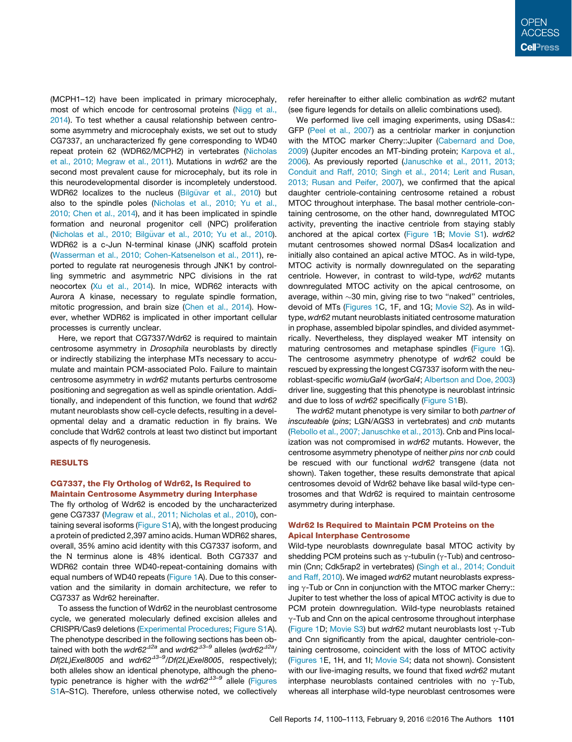(MCPH1–12) have been implicated in primary microcephaly, most of which encode for centrosomal proteins (Nigg et al., 2014). To test whether a causal relationship between centrosome asymmetry and microcephaly exists, we set out to study CG7337, an uncharacterized fly gene corresponding to WD40 repeat protein 62 (WDR62/MCPH2) in vertebrates (Nicholas et al., 2010; Megraw et al., 2011). Mutations in *wdr62* are the second most prevalent cause for microcephaly, but its role in this neurodevelopmental disorder is incompletely understood. WDR62 localizes to the nucleus (Bilgüvar et al., 2010) but also to the spindle poles (Nicholas et al., 2010; Yu et al., 2010; Chen et al., 2014), and it has been implicated in spindle formation and neuronal progenitor cell (NPC) proliferation (Nicholas et al., 2010; Bilgüvar et al., 2010; Yu et al., 2010). WDR62 is a c-Jun N-terminal kinase (JNK) scaffold protein (Wasserman et al., 2010; Cohen-Katsenelson et al., 2011), reported to regulate rat neurogenesis through JNK1 by controlling symmetric and asymmetric NPC divisions in the rat neocortex (Xu et al., 2014). In mice, WDR62 interacts with Aurora A kinase, necessary to regulate spindle formation, mitotic progression, and brain size (Chen et al., 2014). However, whether WDR62 is implicated in other important cellular processes is currently unclear.

Here, we report that CG7337/Wdr62 is required to maintain centrosome asymmetry in *Drosophila* neuroblasts by directly or indirectly stabilizing the interphase MTs necessary to accumulate and maintain PCM-associated Polo. Failure to maintain centrosome asymmetry in *wdr62* mutants perturbs centrosome positioning and segregation as well as spindle orientation. Additionally, and independent of this function, we found that *wdr62* mutant neuroblasts show cell-cycle defects, resulting in a developmental delay and a dramatic reduction in fly brains. We conclude that Wdr62 controls at least two distinct but important aspects of fly neurogenesis.

## RESULTS

### CG7337, the Fly Ortholog of Wdr62, Is Required to Maintain Centrosome Asymmetry during Interphase

The fly ortholog of Wdr62 is encoded by the uncharacterized gene CG7337 (Megraw et al., 2011; Nicholas et al., 2010), containing several isoforms (Figure S1A), with the longest producing a protein of predicted 2,397 amino acids. Human WDR62 shares, overall, 35% amino acid identity with this CG7337 isoform, and the N terminus alone is 48% identical. Both CG7337 and WDR62 contain three WD40-repeat-containing domains with equal numbers of WD40 repeats (Figure 1A). Due to this conservation and the similarity in domain architecture, we refer to CG7337 as Wdr62 hereinafter.

To assess the function of Wdr62 in the neuroblast centrosome cycle, we generated molecularly defined excision alleles and CRISPR/Cas9 deletions (Experimental Procedures; Figure S1A). The phenotype described in the following sections has been obtained with both the $wdr62^{\Delta 2a}$ and $wdr62^{\Delta 3-9}$ alleles ($wdr62^{\Delta 2a}$/*Df(2L)Exel8005* and $wdr62^{\Delta 3-9}$/*Df(2L)Exel8005*, respectively); both alleles show an identical phenotype, although the phenotypic penetrance is higher with the $wdr62^{\Delta 3-9}$ allele (Figures S1A–S1C). Therefore, unless otherwise noted, we collectively refer hereinafter to either allelic combination as *wdr62* mutant (see figure legends for details on allelic combinations used).

We performed live cell imaging experiments, using DSas4::GFP (Peel et al., 2007) as a centriolar marker in conjunction with the MTOC marker Cherry::Jupiter (Cabernard and Doe, 2009) (Jupiter encodes an MT-binding protein; Karpova et al., 2006). As previously reported (Januschke et al., 2011, 2013; Conduit and Raff, 2010; Singh et al., 2014; Lerit and Rusan, 2013; Rusan and Peifer, 2007), we confirmed that the apical daughter centriole-containing centrosome retained a robust MTOC throughout interphase. The basal mother centriole-containing centrosome, on the other hand, downregulated MTOC activity, preventing the inactive centriole from staying stably anchored at the apical cortex (Figure 1B; Movie S1). *wdr62* mutant centrosomes showed normal DSas4 localization and initially also contained an apical active MTOC. As in wild-type, MTOC activity is normally downregulated on the separating centriole. However, in contrast to wild-type, *wdr62* mutants downregulated MTOC activity on the apical centrosome, on average, within ~30 min, giving rise to two "naked" centrioles, devoid of MTs (Figures 1C, 1F, and 1G; Movie S2). As in wild-type, *wdr62* mutant neuroblasts initiated centrosome maturation in prophase, assembled bipolar spindles, and divided asymmetrically. Nevertheless, they displayed weaker MT intensity on maturing centrosomes and metaphase spindles (Figure 1G). The centrosome asymmetry phenotype of *wdr62* could be rescued by expressing the longest CG7337 isoform with the neuroblast-specific *worniuGal4* (*worGal4*; Albertson and Doe, 2003) driver line, suggesting that this phenotype is neuroblast intrinsic and due to loss of *wdr62* specifically (Figure S1B).

The *wdr62* mutant phenotype is very similar to both *partner of inscuteable* (*pins*; LGN/AGS3 in vertebrates) and *cnb* mutants (Rebollo et al., 2007; Januschke et al., 2013). Cnb and Pins localization was not compromised in *wdr62* mutants. However, the centrosome asymmetry phenotype of neither *pins* nor *cnb* could be rescued with our functional *wdr62* transgene (data not shown). Taken together, these results demonstrate that apical centrosomes devoid of Wdr62 behave like basal wild-type centrosomes and that Wdr62 is required to maintain centrosome asymmetry during interphase.

### Wdr62 Is Required to Maintain PCM Proteins on the Apical Interphase Centrosome

Wild-type neuroblasts downregulate basal MTOC activity by shedding PCM proteins such as γ-tubulin (γ-Tub) and centrosomin (Cnn; Cdk5rap2 in vertebrates) (Singh et al., 2014; Conduit and Raff, 2010). We imaged *wdr62* mutant neuroblasts expressing γ-Tub or Cnn in conjunction with the MTOC marker Cherry::Jupiter to test whether the loss of apical MTOC activity is due to PCM protein downregulation. Wild-type neuroblasts retained γ-Tub and Cnn on the apical centrosome throughout interphase (Figure 1D; Movie S3) but *wdr62* mutant neuroblasts lost γ-Tub and Cnn significantly from the apical, daughter centriole-containing centrosome, coincident with the loss of MTOC activity (Figures 1E, 1H, and 1I; Movie S4; data not shown). Consistent with our live-imaging results, we found that fixed *wdr62* mutant interphase neuroblasts contained centrioles with no γ-Tub, whereas all interphase wild-type neuroblast centrosomes were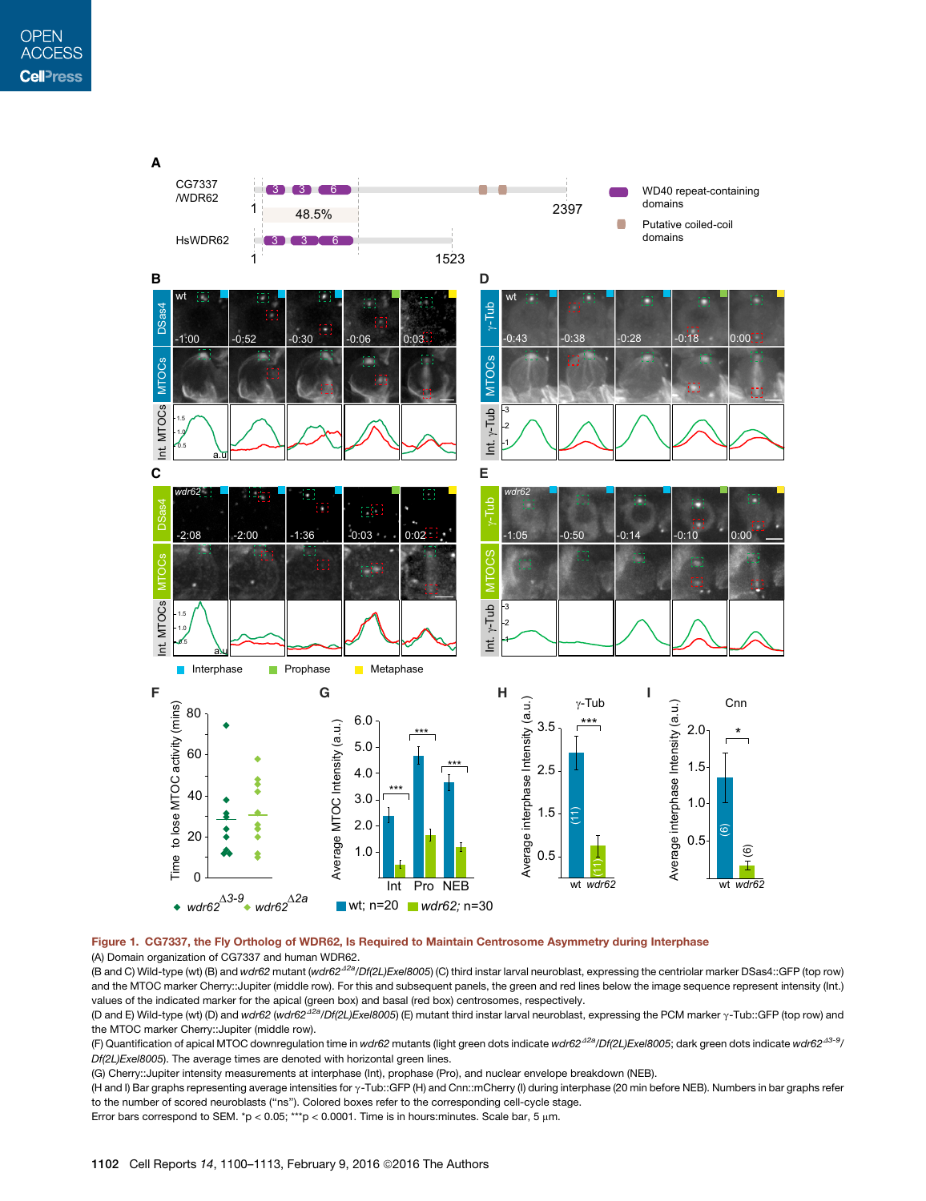**Figure 1. CG7337, the Fly Ortholog of WDR62, Is Required to Maintain Centrosome Asymmetry during Interphase**

(A) Domain organization of CG7337 and human WDR62.

(B and C) Wild-type (wt) (B) and *wdr62* mutant (*wdr62*$^{\Delta 2a}$/*Df(2L)Exel8005*) (C) third instar larval neuroblast, expressing the centriolar marker DSas4::GFP (top row) and the MTOC marker Cherry::Jupiter (middle row). For this and subsequent panels, the green and red lines below the image sequence represent intensity (Int.) values of the indicated marker for the apical (green box) and basal (red box) centrosomes, respectively.

(D and E) Wild-type (wt) (D) and *wdr62* (*wdr62*$^{\Delta 2a}$/*Df(2L)Exel8005*) (E) mutant third instar larval neuroblast, expressing the PCM marker γ-Tub::GFP (top row) and the MTOC marker Cherry::Jupiter (middle row).

(F) Quantification of apical MTOC downregulation time in *wdr62* mutants (light green dots indicate *wdr62*$^{\Delta 2a}$/*Df(2L)Exel8005*; dark green dots indicate *wdr62*$^{\Delta 3\text{-}9}$/*Df(2L)Exel8005*). The average times are denoted with horizontal green lines.

(G) Cherry::Jupiter intensity measurements at interphase (Int), prophase (Pro), and nuclear envelope breakdown (NEB).

(H and I) Bar graphs representing average intensities for γ-Tub::GFP (H) and Cnn::mCherry (I) during interphase (20 min before NEB). Numbers in bar graphs refer to the number of scored neuroblasts ("ns"). Colored boxes refer to the corresponding cell-cycle stage.

Error bars correspond to SEM. \*$p < 0.05$; \*\*\*$p < 0.0001$. Time is in hours:minutes. Scale bar, 5 μm.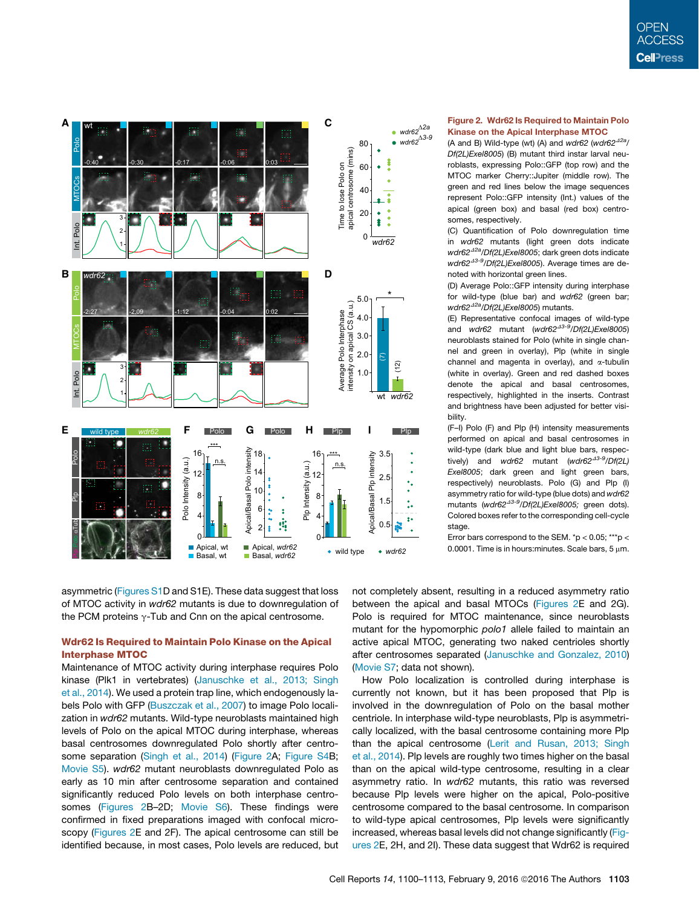**Figure 2. Wdr62 Is Required to Maintain Polo Kinase on the Apical Interphase MTOC**

(A and B) Wild-type (wt) (A) and *wdr62* (*wdr62*$^{\Delta 2a}$/*Df(2L)Exel8005*) (B) mutant third instar larval neuroblasts, expressing Polo::GFP (top row) and the MTOC marker Cherry::Jupiter (middle row). The green and red lines below the image sequences represent Polo::GFP intensity (Int.) values of the apical (green box) and basal (red box) centrosomes, respectively.

(C) Quantification of Polo downregulation time in *wdr62* mutants (light green dots indicate *wdr62*$^{\Delta 2a}$/*Df(2L)Exel8005*; dark green dots indicate *wdr62*$^{\Delta 3\text{-}9}$/*Df(2L)Exel8005*). Average times are denoted with horizontal green lines.

(D) Average Polo::GFP intensity during interphase for wild-type (blue bar) and *wdr62* (green bar; *wdr62*$^{\Delta 2a}$/*Df(2L)Exel8005*) mutants.

(E) Representative confocal images of wild-type and *wdr62* mutant (*wdr62*$^{\Delta 3\text{-}9}$/*Df(2L)Exel8005*) neuroblasts stained for Polo (white in single channel and green in overlay), Plp (white in single channel and magenta in overlay), and α-tubulin (white in overlay). Green and red dashed boxes denote the apical and basal centrosomes, respectively, highlighted in the inserts. Contrast and brightness have been adjusted for better visibility.

(F–I) Polo (F) and Plp (H) intensity measurements performed on apical and basal centrosomes in wild-type (dark blue and light blue bars, respectively) and *wdr62* mutant (*wdr62*$^{\Delta 3\text{-}9}$/*Df(2L)Exel8005*; dark green and light green bars, respectively) neuroblasts. Polo (G) and Plp (I) asymmetry ratio for wild-type (blue dots) and *wdr62* mutants (*wdr62*$^{\Delta 3\text{-}9}$/*Df(2L)Exel8005;* green dots). Colored boxes refer to the corresponding cell-cycle stage.

Error bars correspond to the SEM. *$p < 0.05$; ***$p < 0.0001$. Time is in hours:minutes. Scale bars, 5 μm.

asymmetric (Figures S1D and S1E). These data suggest that loss of MTOC activity in *wdr62* mutants is due to downregulation of the PCM proteins γ-Tub and Cnn on the apical centrosome.

## Wdr62 Is Required to Maintain Polo Kinase on the Apical Interphase MTOC

Maintenance of MTOC activity during interphase requires Polo kinase (Plk1 in vertebrates) (Januschke et al., 2013; Singh et al., 2014). We used a protein trap line, which endogenously labels Polo with GFP (Buszczak et al., 2007) to image Polo localization in *wdr62* mutants. Wild-type neuroblasts maintained high levels of Polo on the apical MTOC during interphase, whereas basal centrosomes downregulated Polo shortly after centrosome separation (Singh et al., 2014) (Figure 2A; Figure S4B; Movie S5). *wdr62* mutant neuroblasts downregulated Polo as early as 10 min after centrosome separation and contained significantly reduced Polo levels on both interphase centrosomes (Figures 2B–2D; Movie S6). These findings were confirmed in fixed preparations imaged with confocal microscopy (Figures 2E and 2F). The apical centrosome can still be identified because, in most cases, Polo levels are reduced, but not completely absent, resulting in a reduced asymmetry ratio between the apical and basal MTOCs (Figures 2E and 2G). Polo is required for MTOC maintenance, since neuroblasts mutant for the hypomorphic *polo1* allele failed to maintain an active apical MTOC, generating two naked centrioles shortly after centrosomes separated (Januschke and Gonzalez, 2010) (Movie S7; data not shown).

How Polo localization is controlled during interphase is currently not known, but it has been proposed that Plp is involved in the downregulation of Polo on the basal mother centriole. In interphase wild-type neuroblasts, Plp is asymmetrically localized, with the basal centrosome containing more Plp than the apical centrosome (Lerit and Rusan, 2013; Singh et al., 2014). Plp levels are roughly two times higher on the basal than on the apical wild-type centrosome, resulting in a clear asymmetry ratio. In *wdr62* mutants, this ratio was reversed because Plp levels were higher on the apical, Polo-positive centrosome compared to the basal centrosome. In comparison to wild-type apical centrosomes, Plp levels were significantly increased, whereas basal levels did not change significantly (Figures 2E, 2H, and 2I). These data suggest that Wdr62 is required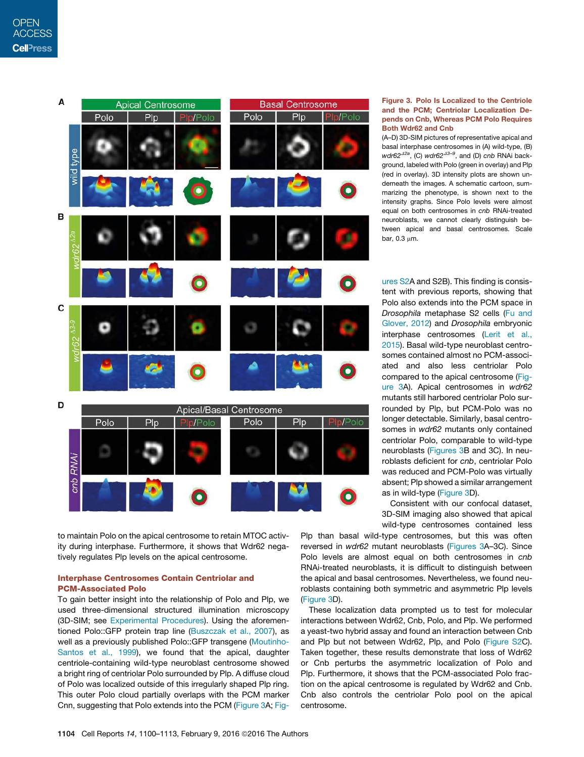**Figure 3. Polo Is Localized to the Centriole and the PCM; Centriolar Localization Depends on Cnb, Whereas PCM Polo Requires Both Wdr62 and Cnb**

(A–D) 3D-SIM pictures of representative apical and basal interphase centrosomes in (A) wild-type, (B) *wdr62*$^{\Delta 2a}$, (C) *wdr62*$^{\Delta 3-9}$, and (D) *cnb* RNAi background, labeled with Polo (green in overlay) and Plp (red in overlay). 3D intensity plots are shown underneath the images. A schematic cartoon, summarizing the phenotype, is shown next to the intensity graphs. Since Polo levels were almost equal on both centrosomes in *cnb* RNAi-treated neuroblasts, we cannot clearly distinguish between apical and basal centrosomes. Scale bar, 0.3 μm.

to maintain Polo on the apical centrosome to retain MTOC activity during interphase. Furthermore, it shows that Wdr62 negatively regulates Plp levels on the apical centrosome.

## Interphase Centrosomes Contain Centriolar and PCM-Associated Polo

To gain better insight into the relationship of Polo and Plp, we used three-dimensional structured illumination microscopy (3D-SIM; see Experimental Procedures). Using the aforementioned Polo::GFP protein trap line (Buszczak et al., 2007), as well as a previously published Polo::GFP transgene (Moutinho-Santos et al., 1999), we found that the apical, daughter centriole-containing wild-type neuroblast centrosome showed a bright ring of centriolar Polo surrounded by Plp. A diffuse cloud of Polo was localized outside of this irregularly shaped Plp ring. This outer Polo cloud partially overlaps with the PCM marker Cnn, suggesting that Polo extends into the PCM (Figure 3A; Figures S2A and S2B). This finding is consistent with previous reports, showing that Polo also extends into the PCM space in *Drosophila* metaphase S2 cells (Fu and Glover, 2012) and *Drosophila* embryonic interphase centrosomes (Lerit et al., 2015). Basal wild-type neuroblast centrosomes contained almost no PCM-associated and also less centriolar Polo compared to the apical centrosome (Figure 3A). Apical centrosomes in *wdr62* mutants still harbored centriolar Polo surrounded by Plp, but PCM-Polo was no longer detectable. Similarly, basal centrosomes in *wdr62* mutants only contained centriolar Polo, comparable to wild-type neuroblasts (Figures 3B and 3C). In neuroblasts deficient for *cnb*, centriolar Polo was reduced and PCM-Polo was virtually absent; Plp showed a similar arrangement as in wild-type (Figure 3D).

Consistent with our confocal dataset, 3D-SIM imaging also showed that apical wild-type centrosomes contained less Plp than basal wild-type centrosomes, but this was often reversed in *wdr62* mutant neuroblasts (Figures 3A–3C). Since Polo levels are almost equal on both centrosomes in *cnb* RNAi-treated neuroblasts, it is difficult to distinguish between the apical and basal centrosomes. Nevertheless, we found neuroblasts containing both symmetric and asymmetric Plp levels (Figure 3D).

These localization data prompted us to test for molecular interactions between Wdr62, Cnb, Polo, and Plp. We performed a yeast-two hybrid assay and found an interaction between Cnb and Plp but not between Wdr62, Plp, and Polo (Figure S2C). Taken together, these results demonstrate that loss of Wdr62 or Cnb perturbs the asymmetric localization of Polo and Plp. Furthermore, it shows that the PCM-associated Polo fraction on the apical centrosome is regulated by Wdr62 and Cnb. Cnb also controls the centriolar Polo pool on the apical centrosome.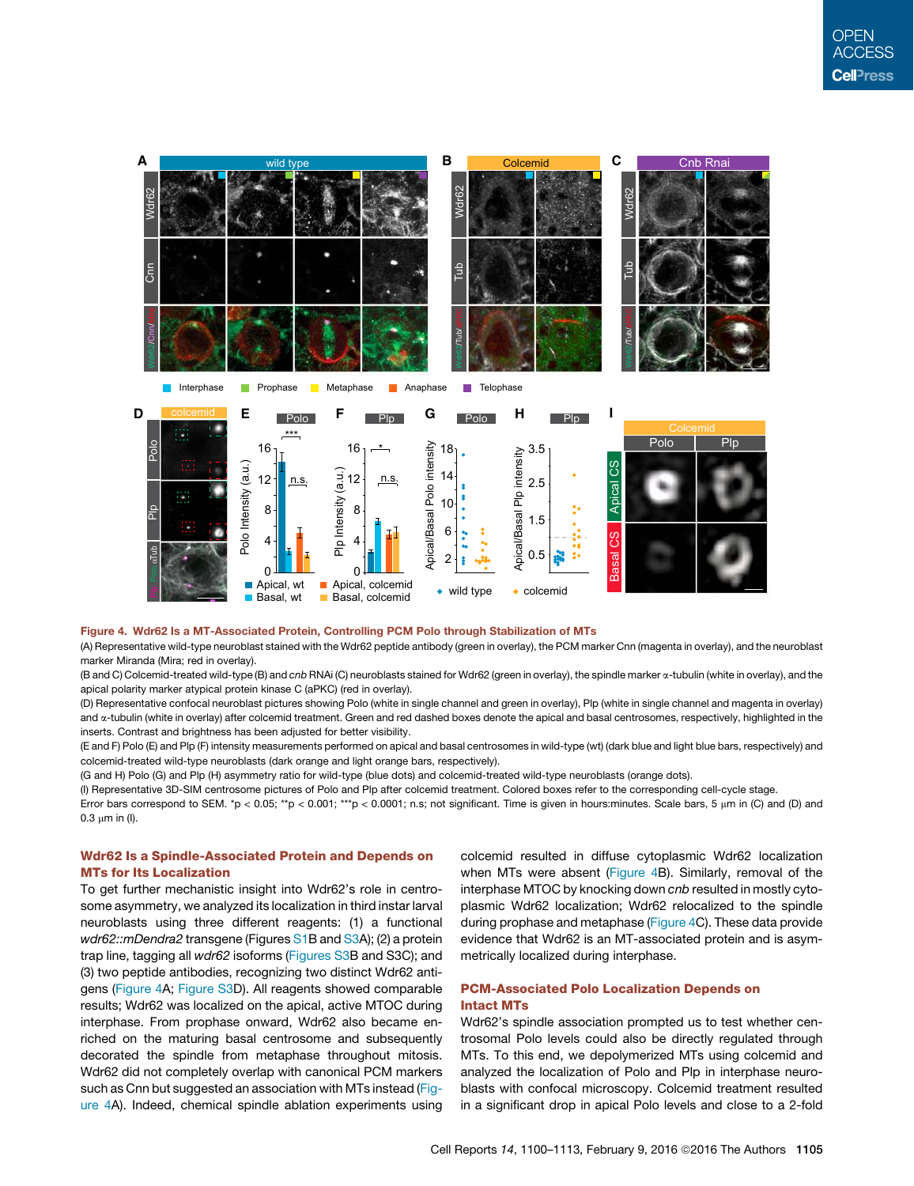**Figure 4. Wdr62 Is a MT-Associated Protein, Controlling PCM Polo through Stabilization of MTs**

(A) Representative wild-type neuroblast stained with the Wdr62 peptide antibody (green in overlay), the PCM marker Cnn (magenta in overlay), and the neuroblast marker Miranda (Mira; red in overlay).

(B and C) Colcemid-treated wild-type (B) and *cnb* RNAi (C) neuroblasts stained for Wdr62 (green in overlay), the spindle marker α-tubulin (white in overlay), and the apical polarity marker atypical protein kinase C (aPKC) (red in overlay).

(D) Representative confocal neuroblast pictures showing Polo (white in single channel and green in overlay), Plp (white in single channel and magenta in overlay) and α-tubulin (white in overlay) after colcemid treatment. Green and red dashed boxes denote the apical and basal centrosomes, respectively, highlighted in the inserts. Contrast and brightness has been adjusted for better visibility.

(E and F) Polo (E) and Plp (F) intensity measurements performed on apical and basal centrosomes in wild-type (wt) (dark blue and light blue bars, respectively) and colcemid-treated wild-type neuroblasts (dark orange and light orange bars, respectively).

(G and H) Polo (G) and Plp (H) asymmetry ratio for wild-type (blue dots) and colcemid-treated wild-type neuroblasts (orange dots).

(I) Representative 3D-SIM centrosome pictures of Polo and Plp after colcemid treatment. Colored boxes refer to the corresponding cell-cycle stage.

Error bars correspond to SEM. $^{*}p < 0.05$; $^{**}p < 0.001$; $^{***}p < 0.0001$; n.s; not significant. Time is given in hours:minutes. Scale bars, 5 μm in (C) and (D) and 0.3 μm in (I).

## Wdr62 Is a Spindle-Associated Protein and Depends on MTs for Its Localization

To get further mechanistic insight into Wdr62's role in centrosome asymmetry, we analyzed its localization in third instar larval neuroblasts using three different reagents: (1) a functional *wdr62::mDendra2* transgene (Figures S1B and S3A); (2) a protein trap line, tagging all *wdr62* isoforms (Figures S3B and S3C); and (3) two peptide antibodies, recognizing two distinct Wdr62 antigens (Figure 4A; Figure S3D). All reagents showed comparable results; Wdr62 was localized on the apical, active MTOC during interphase. From prophase onward, Wdr62 also became enriched on the maturing basal centrosome and subsequently decorated the spindle from metaphase throughout mitosis. Wdr62 did not completely overlap with canonical PCM markers such as Cnn but suggested an association with MTs instead (Figure 4A). Indeed, chemical spindle ablation experiments using colcemid resulted in diffuse cytoplasmic Wdr62 localization when MTs were absent (Figure 4B). Similarly, removal of the interphase MTOC by knocking down *cnb* resulted in mostly cytoplasmic Wdr62 localization; Wdr62 relocalized to the spindle during prophase and metaphase (Figure 4C). These data provide evidence that Wdr62 is an MT-associated protein and is asymmetrically localized during interphase.

## PCM-Associated Polo Localization Depends on Intact MTs

Wdr62's spindle association prompted us to test whether centrosomal Polo levels could also be directly regulated through MTs. To this end, we depolymerized MTs using colcemid and analyzed the localization of Polo and Plp in interphase neuroblasts with confocal microscopy. Colcemid treatment resulted in a significant drop in apical Polo levels and close to a 2-fold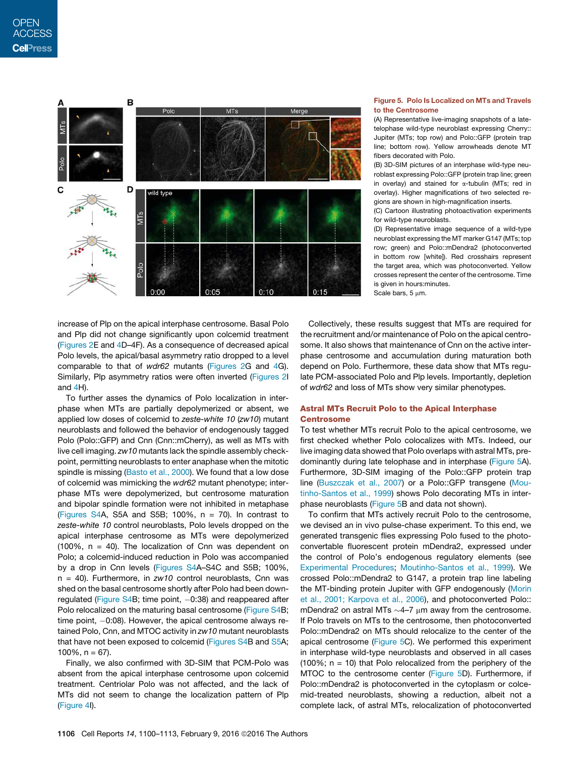**Figure 5. Polo Is Localized on MTs and Travels to the Centrosome**

(A) Representative live-imaging snapshots of a late-telophase wild-type neuroblast expressing Cherry::Jupiter (MTs; top row) and Polo::GFP (protein trap line; bottom row). Yellow arrowheads denote MT fibers decorated with Polo.

(B) 3D-SIM pictures of an interphase wild-type neuroblast expressing Polo::GFP (protein trap line; green in overlay) and stained for α-tubulin (MTs; red in overlay). Higher magnifications of two selected regions are shown in high-magnification inserts.

(C) Cartoon illustrating photoactivation experiments for wild-type neuroblasts.

(D) Representative image sequence of a wild-type neuroblast expressing the MT marker G147 (MTs; top row; green) and Polo::mDendra2 (photoconverted in bottom row [white]). Red crosshairs represent the target area, which was photoconverted. Yellow crosses represent the center of the centrosome. Time is given in hours:minutes.

Scale bars, 5 μm.

increase of Plp on the apical interphase centrosome. Basal Polo and Plp did not change significantly upon colcemid treatment (Figures 2E and 4D–4F). As a consequence of decreased apical Polo levels, the apical/basal asymmetry ratio dropped to a level comparable to that of *wdr62* mutants (Figures 2G and 4G). Similarly, Plp asymmetry ratios were often inverted (Figures 2I and 4H).

To further asses the dynamics of Polo localization in interphase when MTs are partially depolymerized or absent, we applied low doses of colcemid to *zeste-white 10* (*zw10*) mutant neuroblasts and followed the behavior of endogenously tagged Polo (Polo::GFP) and Cnn (Cnn::mCherry), as well as MTs with live cell imaging. *zw10* mutants lack the spindle assembly checkpoint, permitting neuroblasts to enter anaphase when the mitotic spindle is missing (Basto et al., 2000). We found that a low dose of colcemid was mimicking the *wdr62* mutant phenotype; interphase MTs were depolymerized, but centrosome maturation and bipolar spindle formation were not inhibited in metaphase (Figures S4A, S5A and S5B; 100%, n = 70). In contrast to *zeste-white 10* control neuroblasts, Polo levels dropped on the apical interphase centrosome as MTs were depolymerized (100%, n = 40). The localization of Cnn was dependent on Polo; a colcemid-induced reduction in Polo was accompanied by a drop in Cnn levels (Figures S4A–S4C and S5B; 100%, n = 40). Furthermore, in *zw10* control neuroblasts, Cnn was shed on the basal centrosome shortly after Polo had been downregulated (Figure S4B; time point, −0:38) and reappeared after Polo relocalized on the maturing basal centrosome (Figure S4B; time point, −0:08). However, the apical centrosome always retained Polo, Cnn, and MTOC activity in *zw10* mutant neuroblasts that have not been exposed to colcemid (Figures S4B and S5A; 100%, n = 67).

Finally, we also confirmed with 3D-SIM that PCM-Polo was absent from the apical interphase centrosome upon colcemid treatment. Centriolar Polo was not affected, and the lack of MTs did not seem to change the localization pattern of Plp (Figure 4I).

Collectively, these results suggest that MTs are required for the recruitment and/or maintenance of Polo on the apical centrosome. It also shows that maintenance of Cnn on the active interphase centrosome and accumulation during maturation both depend on Polo. Furthermore, these data show that MTs regulate PCM-associated Polo and Plp levels. Importantly, depletion of *wdr62* and loss of MTs show very similar phenotypes.

## Astral MTs Recruit Polo to the Apical Interphase Centrosome

To test whether MTs recruit Polo to the apical centrosome, we first checked whether Polo colocalizes with MTs. Indeed, our live imaging data showed that Polo overlaps with astral MTs, predominantly during late telophase and in interphase (Figure 5A). Furthermore, 3D-SIM imaging of the Polo::GFP protein trap line (Buszczak et al., 2007) or a Polo::GFP transgene (Moutinho-Santos et al., 1999) shows Polo decorating MTs in interphase neuroblasts (Figure 5B and data not shown).

To confirm that MTs actively recruit Polo to the centrosome, we devised an in vivo pulse-chase experiment. To this end, we generated transgenic flies expressing Polo fused to the photoconvertable fluorescent protein mDendra2, expressed under the control of Polo's endogenous regulatory elements (see Experimental Procedures; Moutinho-Santos et al., 1999). We crossed Polo::mDendra2 to G147, a protein trap line labeling the MT-binding protein Jupiter with GFP endogenously (Morin et al., 2001; Karpova et al., 2006), and photoconverted Polo::mDendra2 on astral MTs ~4–7 μm away from the centrosome. If Polo travels on MTs to the centrosome, then photoconverted Polo::mDendra2 on MTs should relocalize to the center of the apical centrosome (Figure 5C). We performed this experiment in interphase wild-type neuroblasts and observed in all cases (100%; n = 10) that Polo relocalized from the periphery of the MTOC to the centrosome center (Figure 5D). Furthermore, if Polo::mDendra2 is photoconverted in the cytoplasm or colcemid-treated neuroblasts, showing a reduction, albeit not a complete lack, of astral MTs, relocalization of photoconverted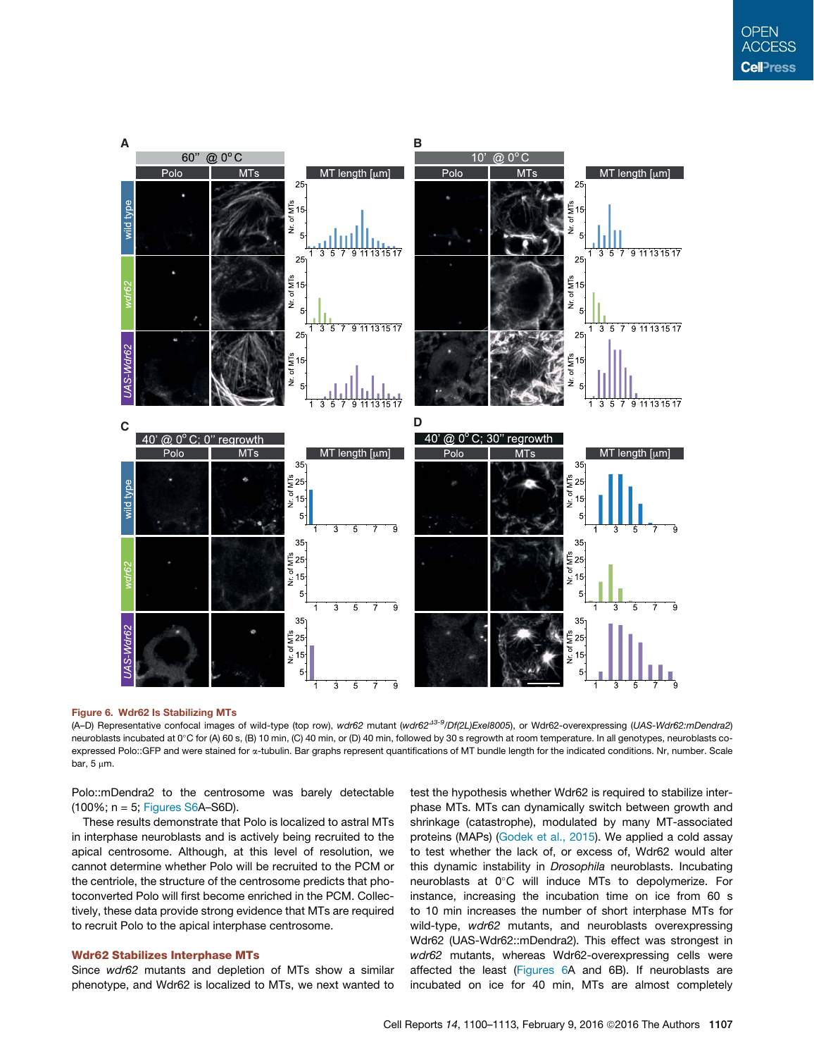Figure 6. Wdr62 Is Stabilizing MTs

(A–D) Representative confocal images of wild-type (top row), *wdr62* mutant (*wdr62*$^{\Delta3-9}$/*Df(2L)Exel8005*), or Wdr62-overexpressing (*UAS-Wdr62:mDendra2*) neuroblasts incubated at 0°C for (A) 60 s, (B) 10 min, (C) 40 min, or (D) 40 min, followed by 30 s regrowth at room temperature. In all genotypes, neuroblasts co-expressed Polo::GFP and were stained for α-tubulin. Bar graphs represent quantifications of MT bundle length for the indicated conditions. Nr, number. Scale bar, 5 μm.

Polo::mDendra2 to the centrosome was barely detectable (100%; n = 5; Figures S6A–S6D).

These results demonstrate that Polo is localized to astral MTs in interphase neuroblasts and is actively being recruited to the apical centrosome. Although, at this level of resolution, we cannot determine whether Polo will be recruited to the PCM or the centriole, the structure of the centrosome predicts that photoconverted Polo will first become enriched in the PCM. Collectively, these data provide strong evidence that MTs are required to recruit Polo to the apical interphase centrosome.

## Wdr62 Stabilizes Interphase MTs

Since *wdr62* mutants and depletion of MTs show a similar phenotype, and Wdr62 is localized to MTs, we next wanted to test the hypothesis whether Wdr62 is required to stabilize interphase MTs. MTs can dynamically switch between growth and shrinkage (catastrophe), modulated by many MT-associated proteins (MAPs) (Godek et al., 2015). We applied a cold assay to test whether the lack of, or excess of, Wdr62 would alter this dynamic instability in *Drosophila* neuroblasts. Incubating neuroblasts at 0°C will induce MTs to depolymerize. For instance, increasing the incubation time on ice from 60 s to 10 min increases the number of short interphase MTs for wild-type, *wdr62* mutants, and neuroblasts overexpressing Wdr62 (UAS-Wdr62::mDendra2). This effect was strongest in *wdr62* mutants, whereas Wdr62-overexpressing cells were affected the least (Figures 6A and 6B). If neuroblasts are incubated on ice for 40 min, MTs are almost completely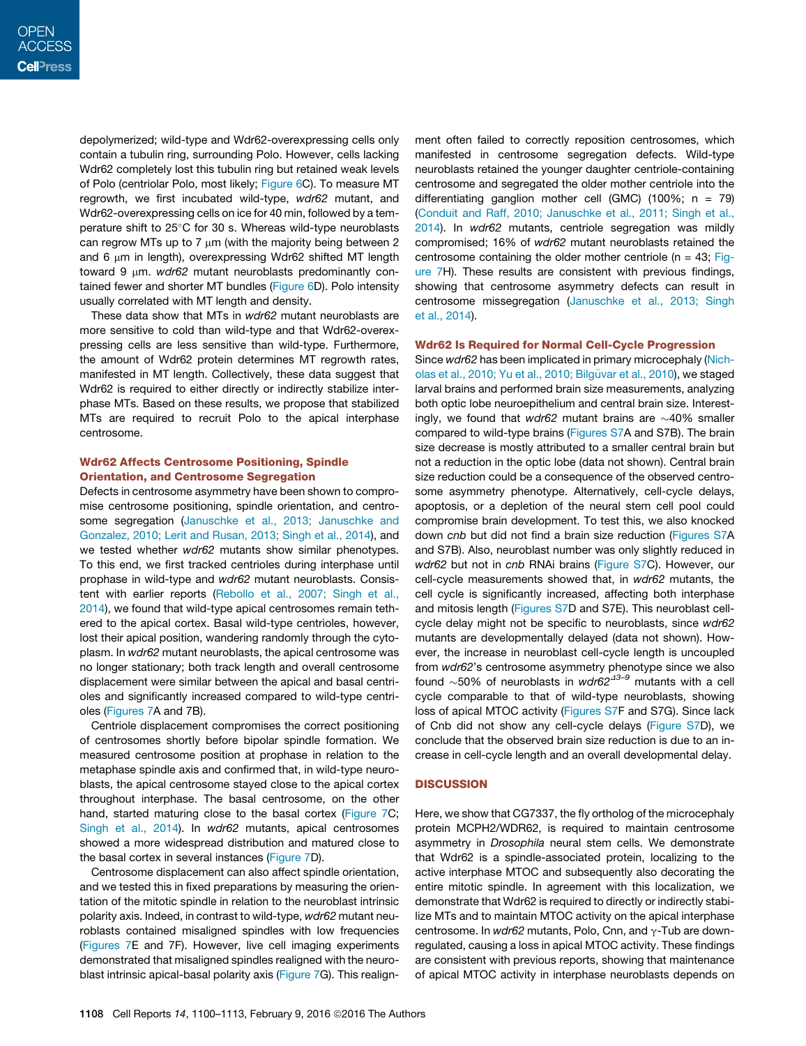depolymerized; wild-type and Wdr62-overexpressing cells only contain a tubulin ring, surrounding Polo. However, cells lacking Wdr62 completely lost this tubulin ring but retained weak levels of Polo (centriolar Polo, most likely; Figure 6C). To measure MT regrowth, we first incubated wild-type, *wdr62* mutant, and Wdr62-overexpressing cells on ice for 40 min, followed by a temperature shift to 25°C for 30 s. Whereas wild-type neuroblasts can regrow MTs up to 7 μm (with the majority being between 2 and 6 μm in length), overexpressing Wdr62 shifted MT length toward 9 μm. *wdr62* mutant neuroblasts predominantly contained fewer and shorter MT bundles (Figure 6D). Polo intensity usually correlated with MT length and density.

These data show that MTs in *wdr62* mutant neuroblasts are more sensitive to cold than wild-type and that Wdr62-overexpressing cells are less sensitive than wild-type. Furthermore, the amount of Wdr62 protein determines MT regrowth rates, manifested in MT length. Collectively, these data suggest that Wdr62 is required to either directly or indirectly stabilize interphase MTs. Based on these results, we propose that stabilized MTs are required to recruit Polo to the apical interphase centrosome.

## Wdr62 Affects Centrosome Positioning, Spindle Orientation, and Centrosome Segregation

Defects in centrosome asymmetry have been shown to compromise centrosome positioning, spindle orientation, and centrosome segregation (Januschke et al., 2013; Januschke and Gonzalez, 2010; Lerit and Rusan, 2013; Singh et al., 2014), and we tested whether *wdr62* mutants show similar phenotypes. To this end, we first tracked centrioles during interphase until prophase in wild-type and *wdr62* mutant neuroblasts. Consistent with earlier reports (Rebollo et al., 2007; Singh et al., 2014), we found that wild-type apical centrosomes remain tethered to the apical cortex. Basal wild-type centrioles, however, lost their apical position, wandering randomly through the cytoplasm. In *wdr62* mutant neuroblasts, the apical centrosome was no longer stationary; both track length and overall centrosome displacement were similar between the apical and basal centrioles and significantly increased compared to wild-type centrioles (Figures 7A and 7B).

Centriole displacement compromises the correct positioning of centrosomes shortly before bipolar spindle formation. We measured centrosome position at prophase in relation to the metaphase spindle axis and confirmed that, in wild-type neuroblasts, the apical centrosome stayed close to the apical cortex throughout interphase. The basal centrosome, on the other hand, started maturing close to the basal cortex (Figure 7C; Singh et al., 2014). In *wdr62* mutants, apical centrosomes showed a more widespread distribution and matured close to the basal cortex in several instances (Figure 7D).

Centrosome displacement can also affect spindle orientation, and we tested this in fixed preparations by measuring the orientation of the mitotic spindle in relation to the neuroblast intrinsic polarity axis. Indeed, in contrast to wild-type, *wdr62* mutant neuroblasts contained misaligned spindles with low frequencies (Figures 7E and 7F). However, live cell imaging experiments demonstrated that misaligned spindles realigned with the neuroblast intrinsic apical-basal polarity axis (Figure 7G). This realignment often failed to correctly reposition centrosomes, which manifested in centrosome segregation defects. Wild-type neuroblasts retained the younger daughter centriole-containing centrosome and segregated the older mother centriole into the differentiating ganglion mother cell (GMC) (100%; n = 79) (Conduit and Raff, 2010; Januschke et al., 2011; Singh et al., 2014). In *wdr62* mutants, centriole segregation was mildly compromised; 16% of *wdr62* mutant neuroblasts retained the centrosome containing the older mother centriole (n = 43; Figure 7H). These results are consistent with previous findings, showing that centrosome asymmetry defects can result in centrosome missegregation (Januschke et al., 2013; Singh et al., 2014).

## Wdr62 Is Required for Normal Cell-Cycle Progression

Since *wdr62* has been implicated in primary microcephaly (Nicholas et al., 2010; Yu et al., 2010; Bilgüvar et al., 2010), we staged larval brains and performed brain size measurements, analyzing both optic lobe neuroepithelium and central brain size. Interestingly, we found that *wdr62* mutant brains are ∼40% smaller compared to wild-type brains (Figures S7A and S7B). The brain size decrease is mostly attributed to a smaller central brain but not a reduction in the optic lobe (data not shown). Central brain size reduction could be a consequence of the observed centrosome asymmetry phenotype. Alternatively, cell-cycle delays, apoptosis, or a depletion of the neural stem cell pool could compromise brain development. To test this, we also knocked down *cnb* but did not find a brain size reduction (Figures S7A and S7B). Also, neuroblast number was only slightly reduced in *wdr62* but not in *cnb* RNAi brains (Figure S7C). However, our cell-cycle measurements showed that, in *wdr62* mutants, the cell cycle is significantly increased, affecting both interphase and mitosis length (Figures S7D and S7E). This neuroblast cell-cycle delay might not be specific to neuroblasts, since *wdr62* mutants are developmentally delayed (data not shown). However, the increase in neuroblast cell-cycle length is uncoupled from *wdr62*'s centrosome asymmetry phenotype since we also found ∼50% of neuroblasts in *wdr62*$^{\Delta 3-9}$ mutants with a cell cycle comparable to that of wild-type neuroblasts, showing loss of apical MTOC activity (Figures S7F and S7G). Since lack of Cnb did not show any cell-cycle delays (Figure S7D), we conclude that the observed brain size reduction is due to an increase in cell-cycle length and an overall developmental delay.

## DISCUSSION

Here, we show that CG7337, the fly ortholog of the microcephaly protein MCPH2/WDR62, is required to maintain centrosome asymmetry in *Drosophila* neural stem cells. We demonstrate that Wdr62 is a spindle-associated protein, localizing to the active interphase MTOC and subsequently also decorating the entire mitotic spindle. In agreement with this localization, we demonstrate that Wdr62 is required to directly or indirectly stabilize MTs and to maintain MTOC activity on the apical interphase centrosome. In *wdr62* mutants, Polo, Cnn, and γ-Tub are downregulated, causing a loss in apical MTOC activity. These findings are consistent with previous reports, showing that maintenance of apical MTOC activity in interphase neuroblasts depends on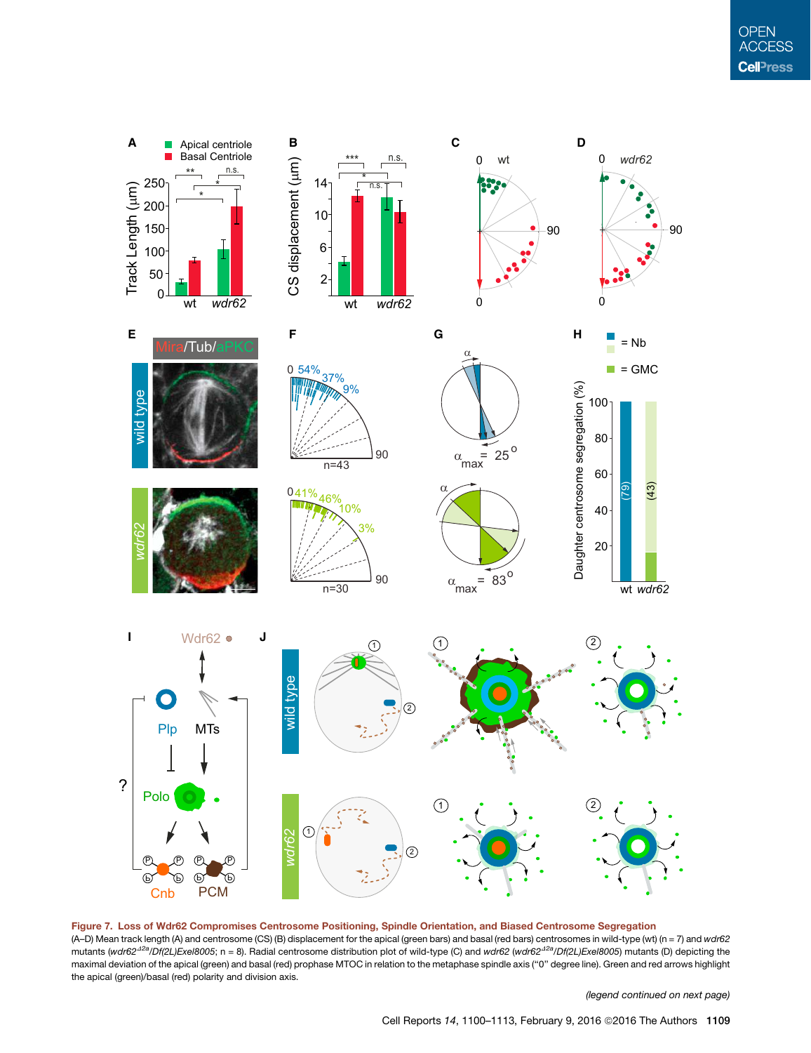**Figure 7. Loss of Wdr62 Compromises Centrosome Positioning, Spindle Orientation, and Biased Centrosome Segregation**

(A–D) Mean track length (A) and centrosome (CS) (B) displacement for the apical (green bars) and basal (red bars) centrosomes in wild-type (wt) (n = 7) and *wdr62* mutants (*wdr62*$^{\Delta 2a}$*/Df(2L)Exel8005*; n = 8). Radial centrosome distribution plot of wild-type (C) and *wdr62* (*wdr62*$^{\Delta 2a}$*/Df(2L)Exel8005*) mutants (D) depicting the maximal deviation of the apical (green) and basal (red) prophase MTOC in relation to the metaphase spindle axis ("0" degree line). Green and red arrows highlight the apical (green)/basal (red) polarity and division axis.

*(legend continued on next page)*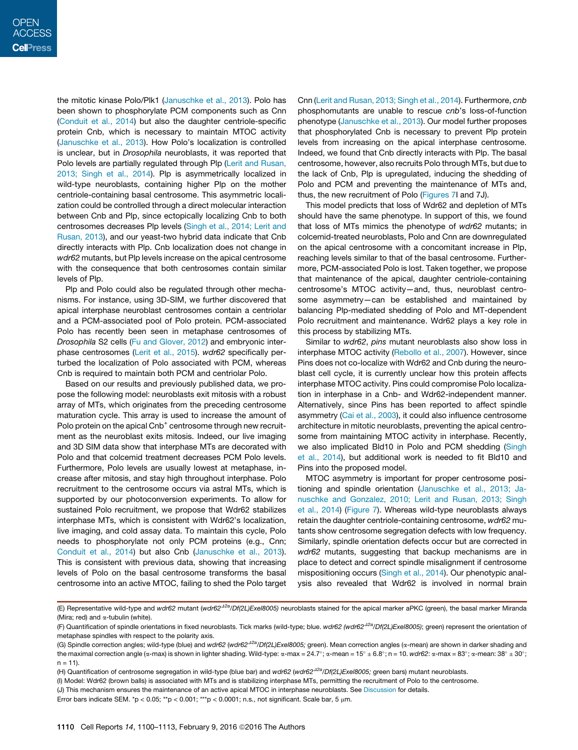the mitotic kinase Polo/Plk1 (Januschke et al., 2013). Polo has been shown to phosphorylate PCM components such as Cnn (Conduit et al., 2014) but also the daughter centriole-specific protein Cnb, which is necessary to maintain MTOC activity (Januschke et al., 2013). How Polo's localization is controlled is unclear, but in *Drosophila* neuroblasts, it was reported that Polo levels are partially regulated through Plp (Lerit and Rusan, 2013; Singh et al., 2014). Plp is asymmetrically localized in wild-type neuroblasts, containing higher Plp on the mother centriole-containing basal centrosome. This asymmetric localization could be controlled through a direct molecular interaction between Cnb and Plp, since ectopically localizing Cnb to both centrosomes decreases Plp levels (Singh et al., 2014; Lerit and Rusan, 2013), and our yeast-two hybrid data indicate that Cnb directly interacts with Plp. Cnb localization does not change in *wdr62* mutants, but Plp levels increase on the apical centrosome with the consequence that both centrosomes contain similar levels of Plp.

Plp and Polo could also be regulated through other mechanisms. For instance, using 3D-SIM, we further discovered that apical interphase neuroblast centrosomes contain a centriolar and a PCM-associated pool of Polo protein. PCM-associated Polo has recently been seen in metaphase centrosomes of *Drosophila* S2 cells (Fu and Glover, 2012) and embryonic interphase centrosomes (Lerit et al., 2015). *wdr62* specifically perturbed the localization of Polo associated with PCM, whereas Cnb is required to maintain both PCM and centriolar Polo.

Based on our results and previously published data, we propose the following model: neuroblasts exit mitosis with a robust array of MTs, which originates from the preceding centrosome maturation cycle. This array is used to increase the amount of Polo protein on the apical Cnb+ centrosome through new recruitment as the neuroblast exits mitosis. Indeed, our live imaging and 3D SIM data show that interphase MTs are decorated with Polo and that colcemid treatment decreases PCM Polo levels. Furthermore, Polo levels are usually lowest at metaphase, increase after mitosis, and stay high throughout interphase. Polo recruitment to the centrosome occurs via astral MTs, which is supported by our photoconversion experiments. To allow for sustained Polo recruitment, we propose that Wdr62 stabilizes interphase MTs, which is consistent with Wdr62's localization, live imaging, and cold assay data. To maintain this cycle, Polo needs to phosphorylate not only PCM proteins (e.g., Cnn; Conduit et al., 2014) but also Cnb (Januschke et al., 2013). This is consistent with previous data, showing that increasing levels of Polo on the basal centrosome transforms the basal centrosome into an active MTOC, failing to shed the Polo target Cnn (Lerit and Rusan, 2013; Singh et al., 2014). Furthermore, *cnb* phosphomutants are unable to rescue *cnb*'s loss-of-function phenotype (Januschke et al., 2013). Our model further proposes that phosphorylated Cnb is necessary to prevent Plp protein levels from increasing on the apical interphase centrosome. Indeed, we found that Cnb directly interacts with Plp. The basal centrosome, however, also recruits Polo through MTs, but due to the lack of Cnb, Plp is upregulated, inducing the shedding of Polo and PCM and preventing the maintenance of MTs and, thus, the new recruitment of Polo (Figures 7I and 7J).

This model predicts that loss of Wdr62 and depletion of MTs should have the same phenotype. In support of this, we found that loss of MTs mimics the phenotype of *wdr62* mutants; in colcemid-treated neuroblasts, Polo and Cnn are downregulated on the apical centrosome with a concomitant increase in Plp, reaching levels similar to that of the basal centrosome. Furthermore, PCM-associated Polo is lost. Taken together, we propose that maintenance of the apical, daughter centriole-containing centrosome's MTOC activity—and, thus, neuroblast centrosome asymmetry—can be established and maintained by balancing Plp-mediated shedding of Polo and MT-dependent Polo recruitment and maintenance. Wdr62 plays a key role in this process by stabilizing MTs.

Similar to *wdr62*, *pins* mutant neuroblasts also show loss in interphase MTOC activity (Rebollo et al., 2007). However, since Pins does not co-localize with Wdr62 and Cnb during the neuroblast cell cycle, it is currently unclear how this protein affects interphase MTOC activity. Pins could compromise Polo localization in interphase in a Cnb- and Wdr62-independent manner. Alternatively, since Pins has been reported to affect spindle asymmetry (Cai et al., 2003), it could also influence centrosome architecture in mitotic neuroblasts, preventing the apical centrosome from maintaining MTOC activity in interphase. Recently, we also implicated Bld10 in Polo and PCM shedding (Singh et al., 2014), but additional work is needed to fit Bld10 and Pins into the proposed model.

MTOC asymmetry is important for proper centrosome positioning and spindle orientation (Januschke et al., 2013; Januschke and Gonzalez, 2010; Lerit and Rusan, 2013; Singh et al., 2014) (Figure 7). Whereas wild-type neuroblasts always retain the daughter centriole-containing centrosome, *wdr62* mutants show centrosome segregation defects with low frequency. Similarly, spindle orientation defects occur but are corrected in *wdr62* mutants, suggesting that backup mechanisms are in place to detect and correct spindle misalignment if centrosome mispositioning occurs (Singh et al., 2014). Our phenotypic analysis also revealed that Wdr62 is involved in normal brain

(E) Representative wild-type and *wdr62* mutant (*wdr62*$^{\Delta 2a}$/*Df(2L)Exel8005)* neuroblasts stained for the apical marker aPKC (green), the basal marker Miranda (Mira; red) and α-tubulin (white).

(F) Quantification of spindle orientations in fixed neuroblasts. Tick marks (wild-type; blue. *wdr62* (*wdr62*$^{\Delta 2a}$/*Df(2L)Exel8005)*; green) represent the orientation of metaphase spindles with respect to the polarity axis.

(G) Spindle correction angles; wild-type (blue) and *wdr62* (*wdr62*$^{\Delta 2a}$/*Df(2L)Exel8005;* green). Mean correction angles (α-mean) are shown in darker shading and the maximal correction angle (α-max) is shown in lighter shading. Wild-type: α-max = 24.7°; α-mean = 15° ± 6.8°; n = 10. *wdr62*: α-max = 83°; α-mean: 38° ± 30°; n = 11).

(H) Quantification of centrosome segregation in wild-type (blue bar) and *wdr62* (*wdr62*$^{\Delta 2a}$/*Df(2L)Exel8005;* green bars) mutant neuroblasts.

(I) Model: Wdr62 (brown balls) is associated with MTs and is stabilizing interphase MTs, permitting the recruitment of Polo to the centrosome.

(J) This mechanism ensures the maintenance of an active apical MTOC in interphase neuroblasts. See Discussion for details.

Error bars indicate SEM. *p < 0.05; **p < 0.001; ***p < 0.0001; n.s., not significant. Scale bar, 5 μm.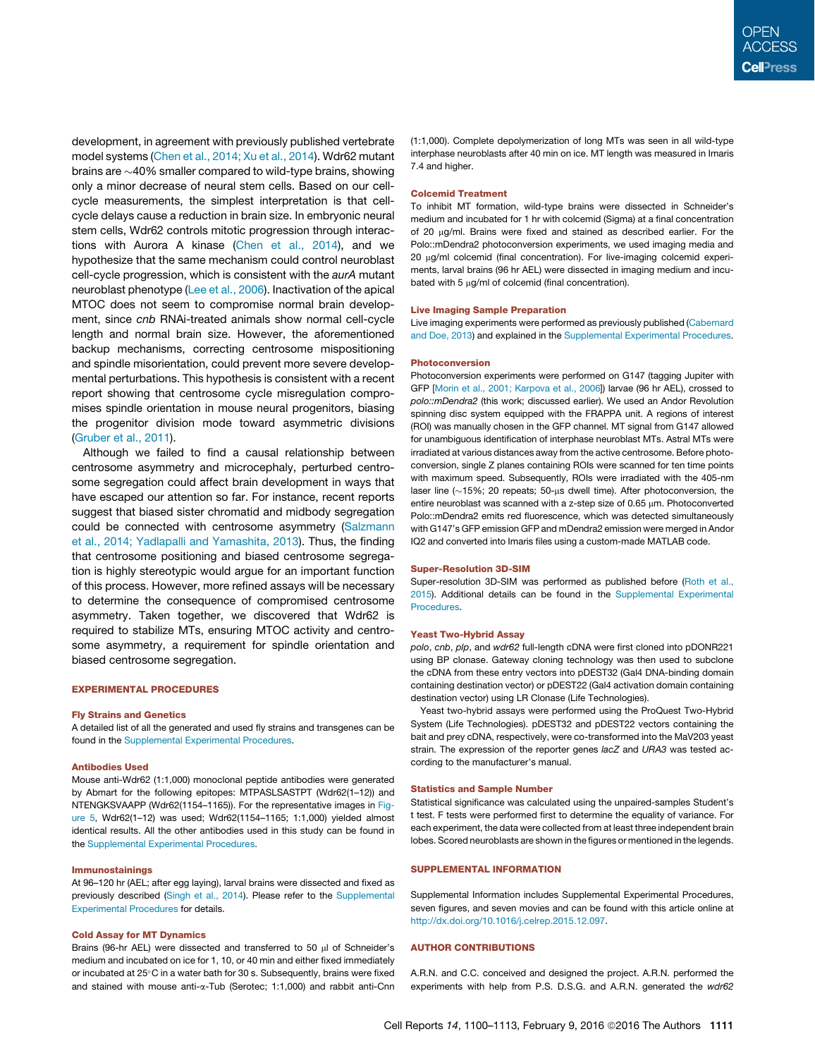development, in agreement with previously published vertebrate model systems (Chen et al., 2014; Xu et al., 2014). Wdr62 mutant brains are ~40% smaller compared to wild-type brains, showing only a minor decrease of neural stem cells. Based on our cell-cycle measurements, the simplest interpretation is that cell-cycle delays cause a reduction in brain size. In embryonic neural stem cells, Wdr62 controls mitotic progression through interactions with Aurora A kinase (Chen et al., 2014), and we hypothesize that the same mechanism could control neuroblast cell-cycle progression, which is consistent with the *aurA* mutant neuroblast phenotype (Lee et al., 2006). Inactivation of the apical MTOC does not seem to compromise normal brain development, since *cnb* RNAi-treated animals show normal cell-cycle length and normal brain size. However, the aforementioned backup mechanisms, correcting centrosome mispositioning and spindle misorientation, could prevent more severe developmental perturbations. This hypothesis is consistent with a recent report showing that centrosome cycle misregulation compromises spindle orientation in mouse neural progenitors, biasing the progenitor division mode toward asymmetric divisions (Gruber et al., 2011).

Although we failed to find a causal relationship between centrosome asymmetry and microcephaly, perturbed centrosome segregation could affect brain development in ways that have escaped our attention so far. For instance, recent reports suggest that biased sister chromatid and midbody segregation could be connected with centrosome asymmetry (Salzmann et al., 2014; Yadlapalli and Yamashita, 2013). Thus, the finding that centrosome positioning and biased centrosome segregation is highly stereotypic would argue for an important function of this process. However, more refined assays will be necessary to determine the consequence of compromised centrosome asymmetry. Taken together, we discovered that Wdr62 is required to stabilize MTs, ensuring MTOC activity and centrosome asymmetry, a requirement for spindle orientation and biased centrosome segregation.

## EXPERIMENTAL PROCEDURES

### Fly Strains and Genetics

A detailed list of all the generated and used fly strains and transgenes can be found in the Supplemental Experimental Procedures.

### Antibodies Used

Mouse anti-Wdr62 (1:1,000) monoclonal peptide antibodies were generated by Abmart for the following epitopes: MTPASLSASTPT (Wdr62(1–12)) and NTENGKSVAAPP (Wdr62(1154–1165)). For the representative images in Figure 5, Wdr62(1–12) was used; Wdr62(1154–1165; 1:1,000) yielded almost identical results. All the other antibodies used in this study can be found in the Supplemental Experimental Procedures.

### Immunostainings

At 96–120 hr (AEL; after egg laying), larval brains were dissected and fixed as previously described (Singh et al., 2014). Please refer to the Supplemental Experimental Procedures for details.

### Cold Assay for MT Dynamics

Brains (96-hr AEL) were dissected and transferred to 50 μl of Schneider's medium and incubated on ice for 1, 10, or 40 min and either fixed immediately or incubated at 25°C in a water bath for 30 s. Subsequently, brains were fixed and stained with mouse anti-α-Tub (Serotec; 1:1,000) and rabbit anti-Cnn (1:1,000). Complete depolymerization of long MTs was seen in all wild-type interphase neuroblasts after 40 min on ice. MT length was measured in Imaris 7.4 and higher.

### Colcemid Treatment

To inhibit MT formation, wild-type brains were dissected in Schneider's medium and incubated for 1 hr with colcemid (Sigma) at a final concentration of 20 μg/ml. Brains were fixed and stained as described earlier. For the Polo::mDendra2 photoconversion experiments, we used imaging media and 20 μg/ml colcemid (final concentration). For live-imaging colcemid experiments, larval brains (96 hr AEL) were dissected in imaging medium and incubated with 5 μg/ml of colcemid (final concentration).

### Live Imaging Sample Preparation

Live imaging experiments were performed as previously published (Cabernard and Doe, 2013) and explained in the Supplemental Experimental Procedures.

### Photoconversion

Photoconversion experiments were performed on G147 (tagging Jupiter with GFP [Morin et al., 2001; Karpova et al., 2006]) larvae (96 hr AEL), crossed to *polo::mDendra2* (this work; discussed earlier). We used an Andor Revolution spinning disc system equipped with the FRAPPA unit. A regions of interest (ROI) was manually chosen in the GFP channel. MT signal from G147 allowed for unambiguous identification of interphase neuroblast MTs. Astral MTs were irradiated at various distances away from the active centrosome. Before photoconversion, single Z planes containing ROIs were scanned for ten time points with maximum speed. Subsequently, ROIs were irradiated with the 405-nm laser line (~15%; 20 repeats; 50-μs dwell time). After photoconversion, the entire neuroblast was scanned with a z-step size of 0.65 μm. Photoconverted Polo::mDendra2 emits red fluorescence, which was detected simultaneously with G147's GFP emission GFP and mDendra2 emission were merged in Andor IQ2 and converted into Imaris files using a custom-made MATLAB code.

### Super-Resolution 3D-SIM

Super-resolution 3D-SIM was performed as published before (Roth et al., 2015). Additional details can be found in the Supplemental Experimental Procedures.

### Yeast Two-Hybrid Assay

*polo*, *cnb*, *plp*, and *wdr62* full-length cDNA were first cloned into pDONR221 using BP clonase. Gateway cloning technology was then used to subclone the cDNA from these entry vectors into pDEST32 (Gal4 DNA-binding domain containing destination vector) or pDEST22 (Gal4 activation domain containing destination vector) using LR Clonase (Life Technologies).

Yeast two-hybrid assays were performed using the ProQuest Two-Hybrid System (Life Technologies). pDEST32 and pDEST22 vectors containing the bait and prey cDNA, respectively, were co-transformed into the MaV203 yeast strain. The expression of the reporter genes *lacZ* and *URA3* was tested according to the manufacturer's manual.

### Statistics and Sample Number

Statistical significance was calculated using the unpaired-samples Student's t test. F tests were performed first to determine the equality of variance. For each experiment, the data were collected from at least three independent brain lobes. Scored neuroblasts are shown in the figures or mentioned in the legends.

## SUPPLEMENTAL INFORMATION

Supplemental Information includes Supplemental Experimental Procedures, seven figures, and seven movies and can be found with this article online at http://dx.doi.org/10.1016/j.celrep.2015.12.097.

## AUTHOR CONTRIBUTIONS

A.R.N. and C.C. conceived and designed the project. A.R.N. performed the experiments with help from P.S. D.S.G. and A.R.N. generated the *wdr62*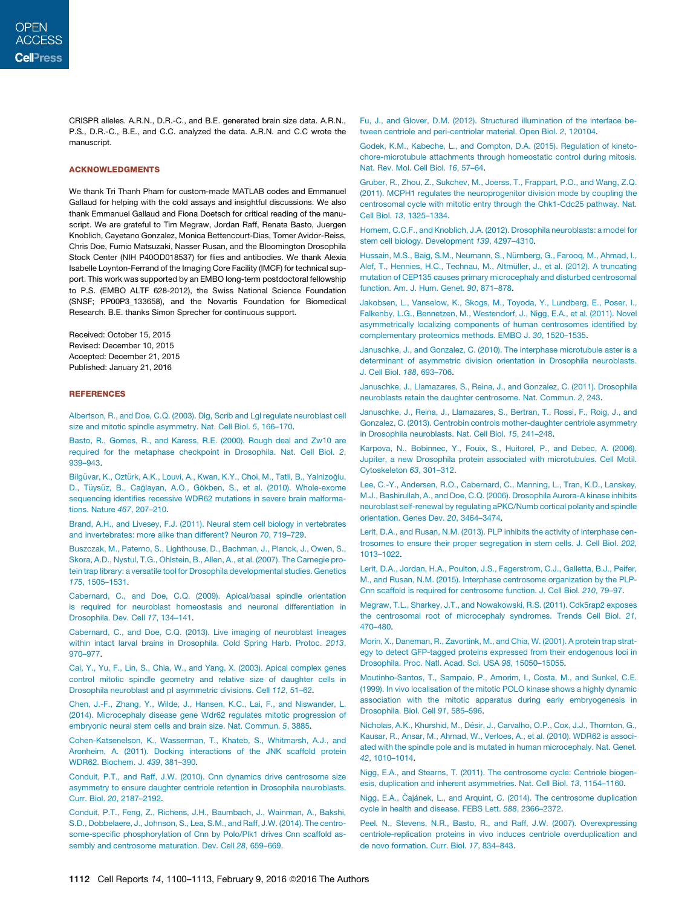CRISPR alleles. A.R.N., D.R.-C., and B.E. generated brain size data. A.R.N., P.S., D.R.-C., B.E., and C.C. analyzed the data. A.R.N. and C.C wrote the manuscript.

## ACKNOWLEDGMENTS

We thank Tri Thanh Pham for custom-made MATLAB codes and Emmanuel Gallaud for helping with the cold assays and insightful discussions. We also thank Emmanuel Gallaud and Fiona Doetsch for critical reading of the manuscript. We are grateful to Tim Megraw, Jordan Raff, Renata Basto, Juergen Knoblich, Cayetano Gonzalez, Monica Bettencourt-Dias, Tomer Avidor-Reiss, Chris Doe, Fumio Matsuzaki, Nasser Rusan, and the Bloomington Drosophila Stock Center (NIH P40OD018537) for flies and antibodies. We thank Alexia Isabelle Loynton-Ferrand of the Imaging Core Facility (IMCF) for technical support. This work was supported by an EMBO long-term postdoctoral fellowship to P.S. (EMBO ALTF 628-2012), the Swiss National Science Foundation (SNSF; PP00P3_133658), and the Novartis Foundation for Biomedical Research. B.E. thanks Simon Sprecher for continuous support.

Received: October 15, 2015
Revised: December 10, 2015
Accepted: December 21, 2015
Published: January 21, 2016

## REFERENCES

Albertson, R., and Doe, C.Q. (2003). Dlg, Scrib and Lgl regulate neuroblast cell size and mitotic spindle asymmetry. Nat. Cell Biol. *5*, 166–170.

Basto, R., Gomes, R., and Karess, R.E. (2000). Rough deal and Zw10 are required for the metaphase checkpoint in Drosophila. Nat. Cell Biol. *2*, 939–943.

Bilgüvar, K., Oztürk, A.K., Louvi, A., Kwan, K.Y., Choi, M., Tatli, B., Yalnizoğlu, D., Tüysüz, B., Cağlayan, A.O., Gökben, S., et al. (2010). Whole-exome sequencing identifies recessive WDR62 mutations in severe brain malformations. Nature *467*, 207–210.

Brand, A.H., and Livesey, F.J. (2011). Neural stem cell biology in vertebrates and invertebrates: more alike than different? Neuron *70*, 719–729.

Buszczak, M., Paterno, S., Lighthouse, D., Bachman, J., Planck, J., Owen, S., Skora, A.D., Nystul, T.G., Ohlstein, B., Allen, A., et al. (2007). The Carnegie protein trap library: a versatile tool for Drosophila developmental studies. Genetics *175*, 1505–1531.

Cabernard, C., and Doe, C.Q. (2009). Apical/basal spindle orientation is required for neuroblast homeostasis and neuronal differentiation in Drosophila. Dev. Cell *17*, 134–141.

Cabernard, C., and Doe, C.Q. (2013). Live imaging of neuroblast lineages within intact larval brains in Drosophila. Cold Spring Harb. Protoc. *2013*, 970–977.

Cai, Y., Yu, F., Lin, S., Chia, W., and Yang, X. (2003). Apical complex genes control mitotic spindle geometry and relative size of daughter cells in Drosophila neuroblast and pI asymmetric divisions. Cell *112*, 51–62.

Chen, J.-F., Zhang, Y., Wilde, J., Hansen, K.C., Lai, F., and Niswander, L. (2014). Microcephaly disease gene Wdr62 regulates mitotic progression of embryonic neural stem cells and brain size. Nat. Commun. *5*, 3885.

Cohen-Katsenelson, K., Wasserman, T., Khateb, S., Whitmarsh, A.J., and Aronheim, A. (2011). Docking interactions of the JNK scaffold protein WDR62. Biochem. J. *439*, 381–390.

Conduit, P.T., and Raff, J.W. (2010). Cnn dynamics drive centrosome size asymmetry to ensure daughter centriole retention in Drosophila neuroblasts. Curr. Biol. *20*, 2187–2192.

Conduit, P.T., Feng, Z., Richens, J.H., Baumbach, J., Wainman, A., Bakshi, S.D., Dobbelaere, J., Johnson, S., Lea, S.M., and Raff, J.W. (2014). The centrosome-specific phosphorylation of Cnn by Polo/Plk1 drives Cnn scaffold assembly and centrosome maturation. Dev. Cell *28*, 659–669.

Fu, J., and Glover, D.M. (2012). Structured illumination of the interface between centriole and peri-centriolar material. Open Biol. *2*, 120104.

Godek, K.M., Kabeche, L., and Compton, D.A. (2015). Regulation of kinetochore-microtubule attachments through homeostatic control during mitosis. Nat. Rev. Mol. Cell Biol. *16*, 57–64.

Gruber, R., Zhou, Z., Sukchev, M., Joerss, T., Frappart, P.O., and Wang, Z.Q. (2011). MCPH1 regulates the neuroprogenitor division mode by coupling the centrosomal cycle with mitotic entry through the Chk1-Cdc25 pathway. Nat. Cell Biol. *13*, 1325–1334.

Homem, C.C.F., and Knoblich, J.A. (2012). Drosophila neuroblasts: a model for stem cell biology. Development *139*, 4297–4310.

Hussain, M.S., Baig, S.M., Neumann, S., Nürnberg, G., Farooq, M., Ahmad, I., Alef, T., Hennies, H.C., Technau, M., Altmüller, J., et al. (2012). A truncating mutation of CEP135 causes primary microcephaly and disturbed centrosomal function. Am. J. Hum. Genet. *90*, 871–878.

Jakobsen, L., Vanselow, K., Skogs, M., Toyoda, Y., Lundberg, E., Poser, I., Falkenby, L.G., Bennetzen, M., Westendorf, J., Nigg, E.A., et al. (2011). Novel asymmetrically localizing components of human centrosomes identified by complementary proteomics methods. EMBO J. *30*, 1520–1535.

Januschke, J., and Gonzalez, C. (2010). The interphase microtubule aster is a determinant of asymmetric division orientation in Drosophila neuroblasts. J. Cell Biol. *188*, 693–706.

Januschke, J., Llamazares, S., Reina, J., and Gonzalez, C. (2011). Drosophila neuroblasts retain the daughter centrosome. Nat. Commun. *2*, 243.

Januschke, J., Reina, J., Llamazares, S., Bertran, T., Rossi, F., Roig, J., and Gonzalez, C.Q. (2013). Centrobin controls mother-daughter centriole asymmetry in Drosophila neuroblasts. Nat. Cell Biol. *15*, 241–248.

Karpova, N., Bobinnec, Y., Fouix, S., Huitorel, P., and Debec, A. (2006). Jupiter, a new Drosophila protein associated with microtubules. Cell Motil. Cytoskeleton *63*, 301–312.

Lee, C.-Y., Andersen, R.O., Cabernard, C., Manning, L., Tran, K.D., Lanskey, M.J., Bashirullah, A., and Doe, C.Q. (2006). Drosophila Aurora-A kinase inhibits neuroblast self-renewal by regulating aPKC/Numb cortical polarity and spindle orientation. Genes Dev. *20*, 3464–3474.

Lerit, D.A., and Rusan, N.M. (2013). PLP inhibits the activity of interphase centrosomes to ensure their proper segregation in stem cells. J. Cell Biol. *202*, 1013–1022.

Lerit, D.A., Jordan, H.A., Poulton, J.S., Fagerstrom, C.J., Galletta, B.J., Peifer, M., and Rusan, N.M. (2015). Interphase centrosome organization by the PLP-Cnn scaffold is required for centrosome function. J. Cell Biol. *210*, 79–97.

Megraw, T.L., Sharkey, J.T., and Nowakowski, R.S. (2011). Cdk5rap2 exposes the centrosomal root of microcephaly syndromes. Trends Cell Biol. *21*, 470–480.

Morin, X., Daneman, R., Zavortink, M., and Chia, W. (2001). A protein trap strategy to detect GFP-tagged proteins expressed from their endogenous loci in Drosophila. Proc. Natl. Acad. Sci. USA *98*, 15050–15055.

Moutinho-Santos, T., Sampaio, P., Amorim, I., Costa, M., and Sunkel, C.E. (1999). In vivo localisation of the mitotic POLO kinase shows a highly dynamic association with the mitotic apparatus during early embryogenesis in Drosophila. Biol. Cell *91*, 585–596.

Nicholas, A.K., Khurshid, M., Désir, J., Carvalho, O.P., Cox, J.J., Thornton, G., Kausar, R., Ansar, M., Ahmad, W., Verloes, A., et al. (2010). WDR62 is associated with the spindle pole and is mutated in human microcephaly. Nat. Genet. *42*, 1010–1014.

Nigg, E.A., and Stearns, T. (2011). The centrosome cycle: Centriole biogenesis, duplication and inherent asymmetries. Nat. Cell Biol. *13*, 1154–1160.

Nigg, E.A., Čajánek, L., and Arquint, C. (2014). The centrosome duplication cycle in health and disease. FEBS Lett. *588*, 2366–2372.

Peel, N., Stevens, N.R., Basto, R., and Raff, J.W. (2007). Overexpressing centriole-replication proteins in vivo induces centriole overduplication and de novo formation. Curr. Biol. *17*, 834–843.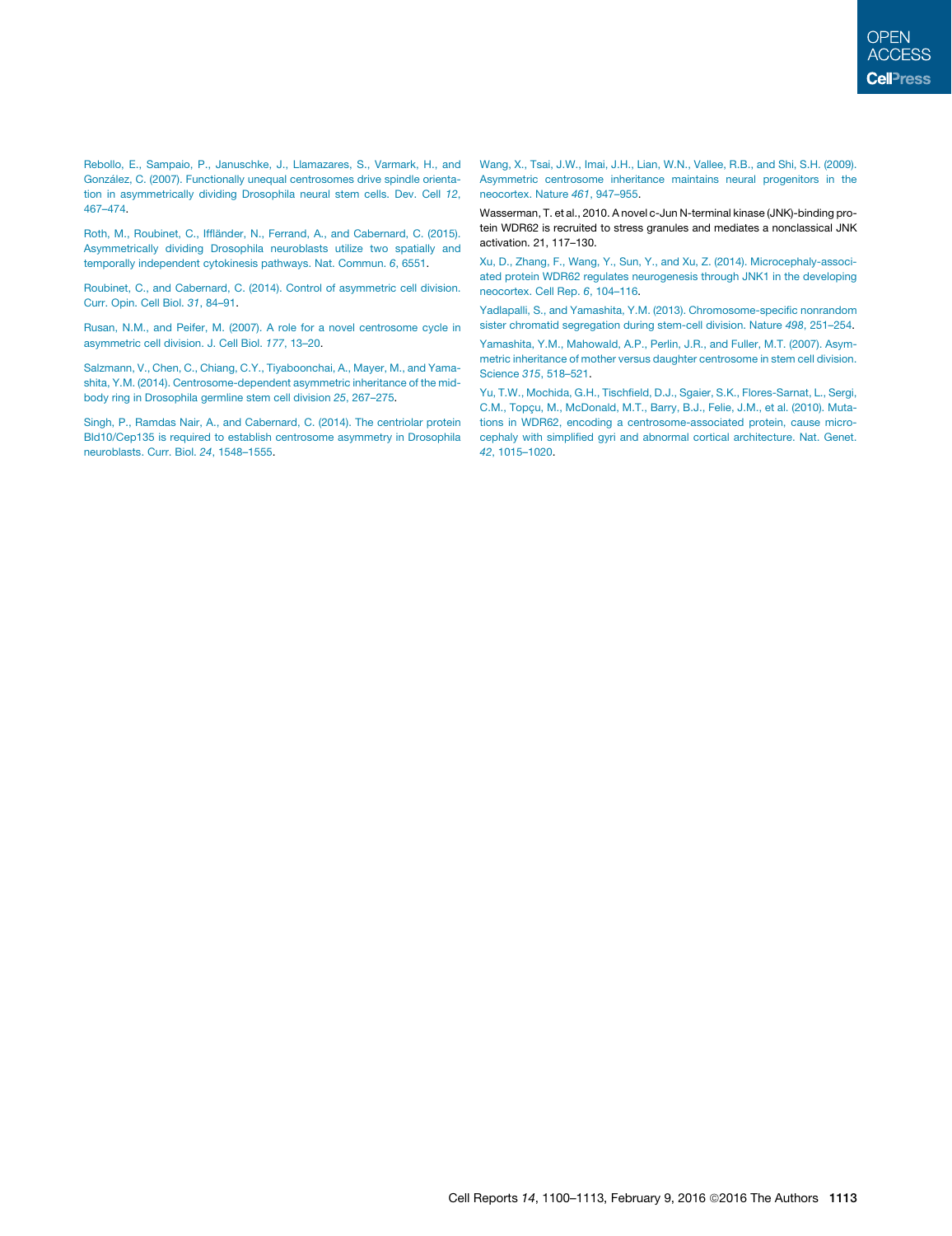Rebollo, E., Sampaio, P., Januschke, J., Llamazares, S., Varmark, H., and González, C. (2007). Functionally unequal centrosomes drive spindle orientation in asymmetrically dividing Drosophila neural stem cells. Dev. Cell *12*, 467–474.

Roth, M., Roubinet, C., Iffländer, N., Ferrand, A., and Cabernard, C. (2015). Asymmetrically dividing Drosophila neuroblasts utilize two spatially and temporally independent cytokinesis pathways. Nat. Commun. *6*, 6551.

Roubinet, C., and Cabernard, C. (2014). Control of asymmetric cell division. Curr. Opin. Cell Biol. *31*, 84–91.

Rusan, N.M., and Peifer, M. (2007). A role for a novel centrosome cycle in asymmetric cell division. J. Cell Biol. *177*, 13–20.

Salzmann, V., Chen, C., Chiang, C.Y., Tiyaboonchai, A., Mayer, M., and Yamashita, Y.M. (2014). Centrosome-dependent asymmetric inheritance of the midbody ring in Drosophila germline stem cell division *25*, 267–275.

Singh, P., Ramdas Nair, A., and Cabernard, C. (2014). The centriolar protein Bld10/Cep135 is required to establish centrosome asymmetry in Drosophila neuroblasts. Curr. Biol. *24*, 1548–1555.

Wang, X., Tsai, J.W., Imai, J.H., Lian, W.N., Vallee, R.B., and Shi, S.H. (2009). Asymmetric centrosome inheritance maintains neural progenitors in the neocortex. Nature *461*, 947–955.

Wasserman, T. et al., 2010. A novel c-Jun N-terminal kinase (JNK)-binding protein WDR62 is recruited to stress granules and mediates a nonclassical JNK activation. 21, 117–130.

Xu, D., Zhang, F., Wang, Y., Sun, Y., and Xu, Z. (2014). Microcephaly-associated protein WDR62 regulates neurogenesis through JNK1 in the developing neocortex. Cell Rep. *6*, 104–116.

Yadlapalli, S., and Yamashita, Y.M. (2013). Chromosome-specific nonrandom sister chromatid segregation during stem-cell division. Nature *498*, 251–254.

Yamashita, Y.M., Mahowald, A.P., Perlin, J.R., and Fuller, M.T. (2007). Asymmetric inheritance of mother versus daughter centrosome in stem cell division. Science *315*, 518–521.

Yu, T.W., Mochida, G.H., Tischfield, D.J., Sgaier, S.K., Flores-Sarnat, L., Sergi, C.M., Topçu, M., McDonald, M.T., Barry, B.J., Felie, J.M., et al. (2010). Mutations in WDR62, encoding a centrosome-associated protein, cause microcephaly with simplified gyri and abnormal cortical architecture. Nat. Genet. *42*, 1015–1020.